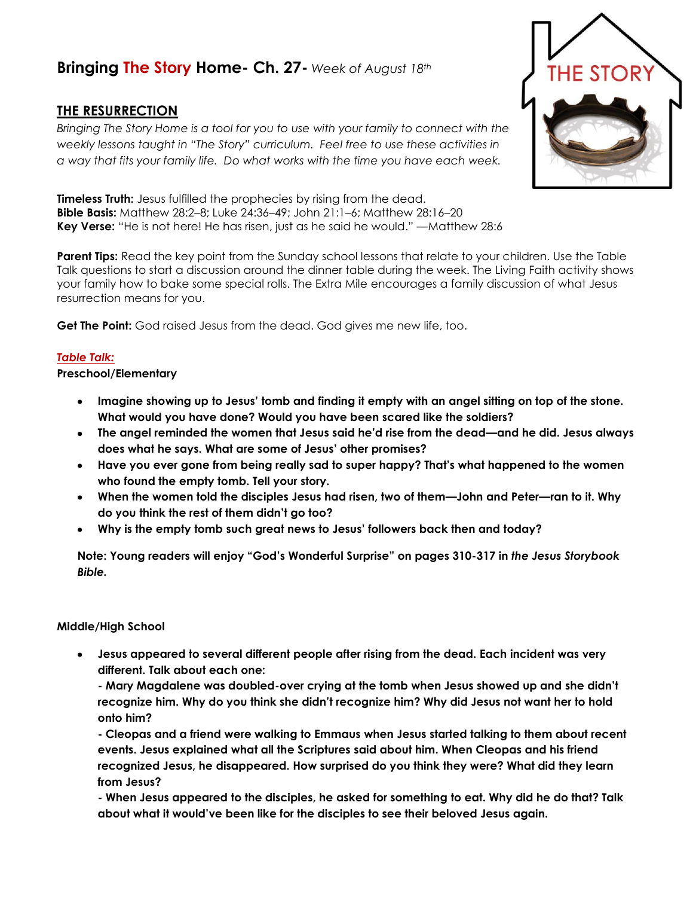# Bringing The Story Home- Ch. 27- *Week of August 18th*

## THE RESURRECTION

*Bringing The Story Home is a tool for you to use with your family to connect with the weekly lessons taught in "The Story" curriculum. Feel free to use these activities in a way that fits your family life. Do what works with the time you have each week.*

**Timeless Truth:** Jesus fulfilled the prophecies by rising from the dead.
**Bible Basis:** Matthew 28:2–8; Luke 24:36–49; John 21:1–6; Matthew 28:16–20
**Key Verse:** "He is not here! He has risen, just as he said he would." —Matthew 28:6

**Parent Tips:** Read the key point from the Sunday school lessons that relate to your children. Use the Table Talk questions to start a discussion around the dinner table during the week. The Living Faith activity shows your family how to bake some special rolls. The Extra Mile encourages a family discussion of what Jesus resurrection means for you.

**Get The Point:** God raised Jesus from the dead. God gives me new life, too.

### *Table Talk:*

**Preschool/Elementary**

- **Imagine showing up to Jesus' tomb and finding it empty with an angel sitting on top of the stone. What would you have done? Would you have been scared like the soldiers?**
- **The angel reminded the women that Jesus said he'd rise from the dead—and he did. Jesus always does what he says. What are some of Jesus' other promises?**
- **Have you ever gone from being really sad to super happy? That's what happened to the women who found the empty tomb. Tell your story.**
- **When the women told the disciples Jesus had risen, two of them—John and Peter—ran to it. Why do you think the rest of them didn't go too?**
- **Why is the empty tomb such great news to Jesus' followers back then and today?**

**Note: Young readers will enjoy "God's Wonderful Surprise" on pages 310-317 in *the Jesus Storybook Bible*.**

**Middle/High School**

- **Jesus appeared to several different people after rising from the dead. Each incident was very different. Talk about each one:**
  **- Mary Magdalene was doubled-over crying at the tomb when Jesus showed up and she didn't recognize him. Why do you think she didn't recognize him? Why did Jesus not want her to hold onto him?**
  **- Cleopas and a friend were walking to Emmaus when Jesus started talking to them about recent events. Jesus explained what all the Scriptures said about him. When Cleopas and his friend recognized Jesus, he disappeared. How surprised do you think they were? What did they learn from Jesus?**
  **- When Jesus appeared to the disciples, he asked for something to eat. Why did he do that? Talk about what it would've been like for the disciples to see their beloved Jesus again.**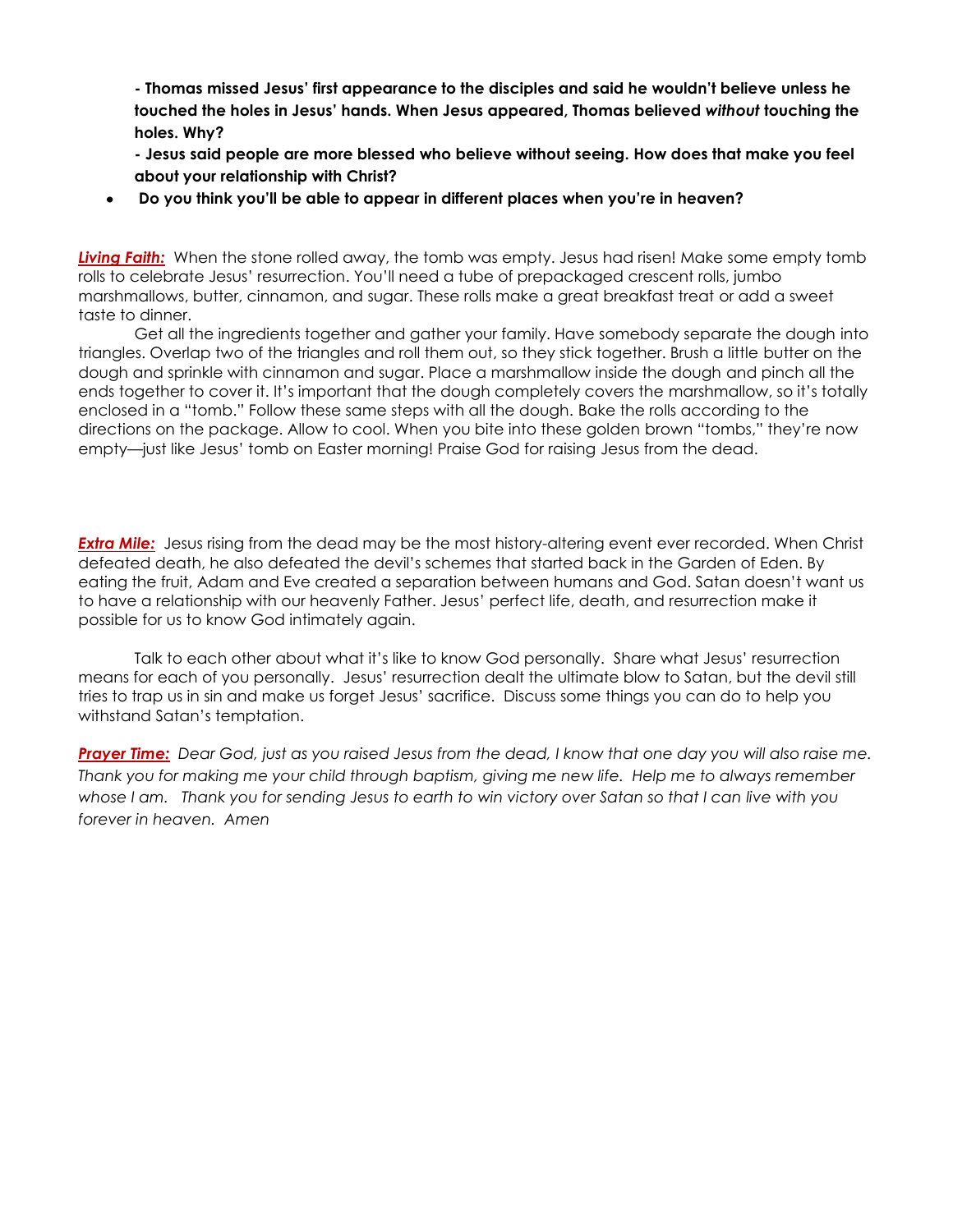**- Thomas missed Jesus' first appearance to the disciples and said he wouldn't believe unless he touched the holes in Jesus' hands. When Jesus appeared, Thomas believed *without* touching the holes. Why?**

**- Jesus said people are more blessed who believe without seeing. How does that make you feel about your relationship with Christ?**

- **Do you think you'll be able to appear in different places when you're in heaven?**

***Living Faith:*** When the stone rolled away, the tomb was empty. Jesus had risen! Make some empty tomb rolls to celebrate Jesus' resurrection. You'll need a tube of prepackaged crescent rolls, jumbo marshmallows, butter, cinnamon, and sugar. These rolls make a great breakfast treat or add a sweet taste to dinner.

Get all the ingredients together and gather your family. Have somebody separate the dough into triangles. Overlap two of the triangles and roll them out, so they stick together. Brush a little butter on the dough and sprinkle with cinnamon and sugar. Place a marshmallow inside the dough and pinch all the ends together to cover it. It's important that the dough completely covers the marshmallow, so it's totally enclosed in a "tomb." Follow these same steps with all the dough. Bake the rolls according to the directions on the package. Allow to cool. When you bite into these golden brown "tombs," they're now empty—just like Jesus' tomb on Easter morning! Praise God for raising Jesus from the dead.

***Extra Mile:*** Jesus rising from the dead may be the most history-altering event ever recorded. When Christ defeated death, he also defeated the devil's schemes that started back in the Garden of Eden. By eating the fruit, Adam and Eve created a separation between humans and God. Satan doesn't want us to have a relationship with our heavenly Father. Jesus' perfect life, death, and resurrection make it possible for us to know God intimately again.

Talk to each other about what it's like to know God personally. Share what Jesus' resurrection means for each of you personally. Jesus' resurrection dealt the ultimate blow to Satan, but the devil still tries to trap us in sin and make us forget Jesus' sacrifice. Discuss some things you can do to help you withstand Satan's temptation.

***Prayer Time:*** *Dear God, just as you raised Jesus from the dead, I know that one day you will also raise me. Thank you for making me your child through baptism, giving me new life. Help me to always remember whose I am. Thank you for sending Jesus to earth to win victory over Satan so that I can live with you forever in heaven. Amen*